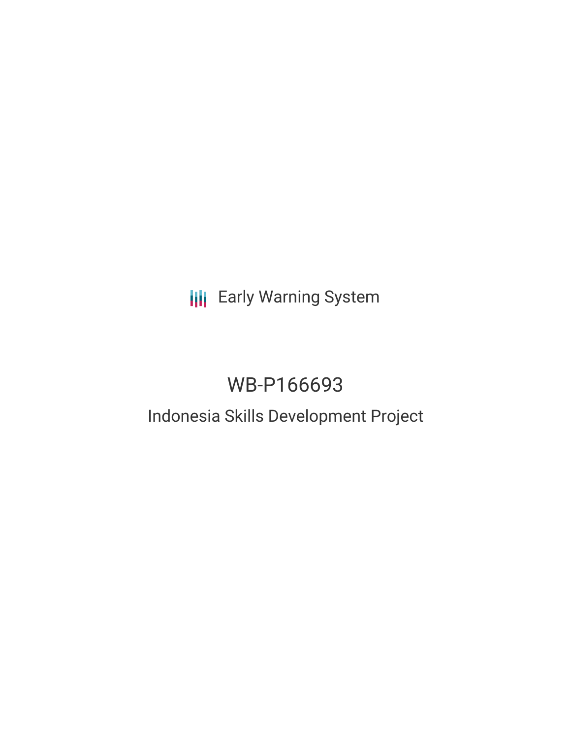Early Warning System

# WB-P166693

## Indonesia Skills Development Project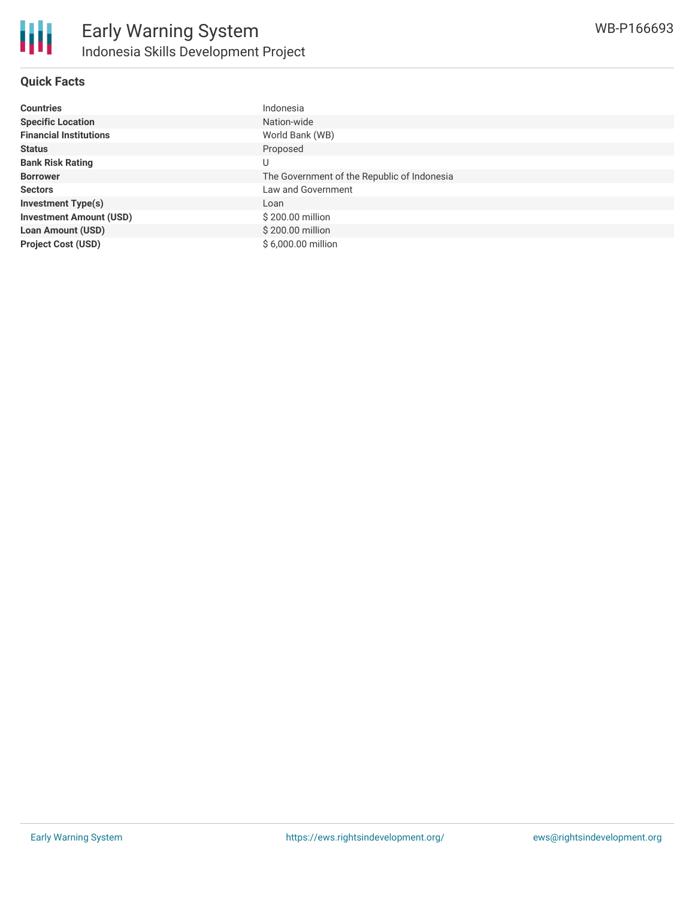# Early Warning System

## Indonesia Skills Development Project

WB-P166693

### Quick Facts

| | |
|---|---|
| **Countries** | Indonesia |
| **Specific Location** | Nation-wide |
| **Financial Institutions** | World Bank (WB) |
| **Status** | Proposed |
| **Bank Risk Rating** | U |
| **Borrower** | The Government of the Republic of Indonesia |
| **Sectors** | Law and Government |
| **Investment Type(s)** | Loan |
| **Investment Amount (USD)** | $ 200.00 million |
| **Loan Amount (USD)** | $ 200.00 million |
| **Project Cost (USD)** | $ 6,000.00 million |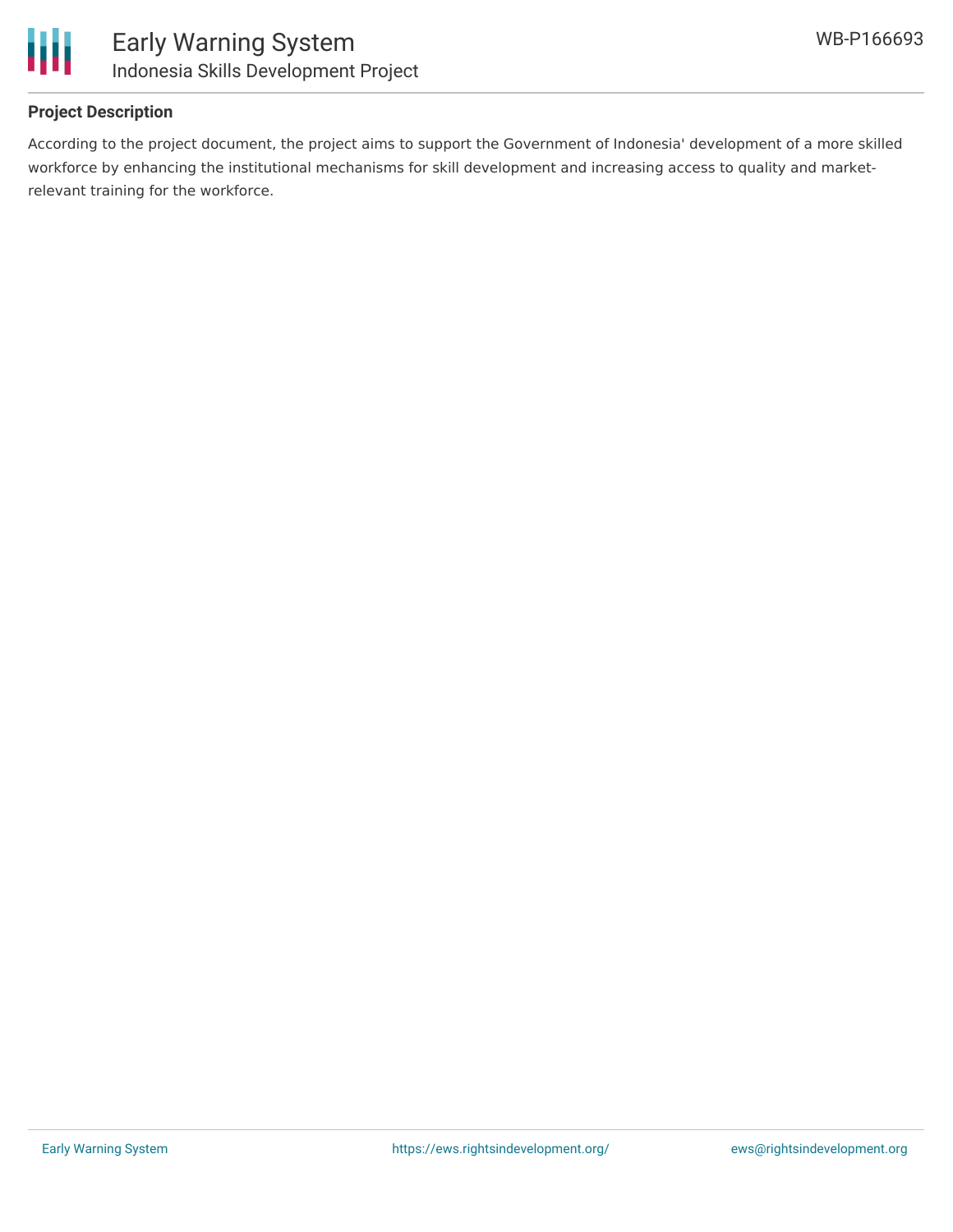## Project Description

According to the project document, the project aims to support the Government of Indonesia' development of a more skilled workforce by enhancing the institutional mechanisms for skill development and increasing access to quality and market-relevant training for the workforce.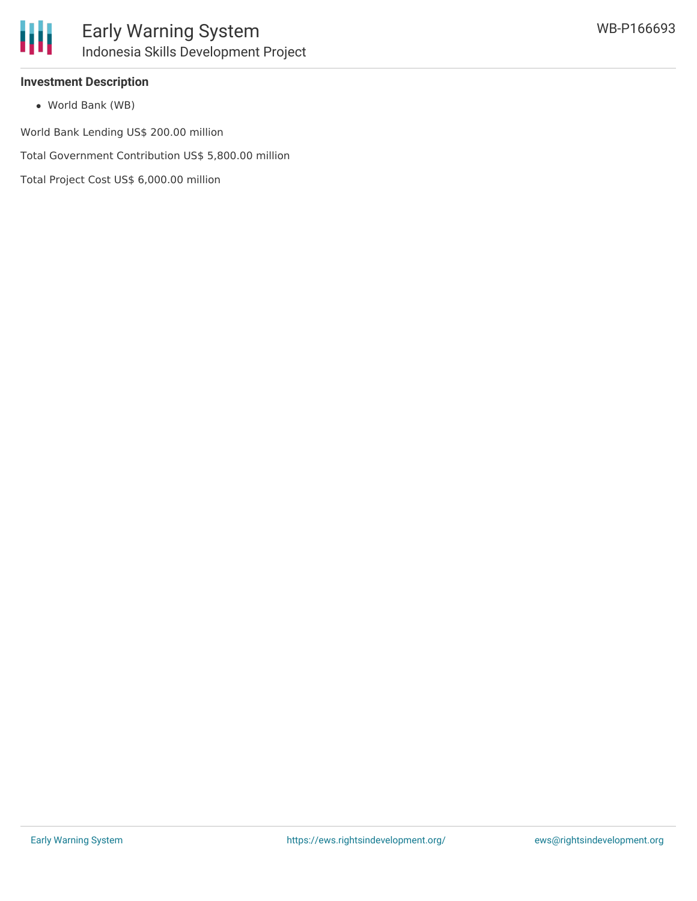**Investment Description**

- World Bank (WB)

World Bank Lending US$ 200.00 million

Total Government Contribution US$ 5,800.00 million

Total Project Cost US$ 6,000.00 million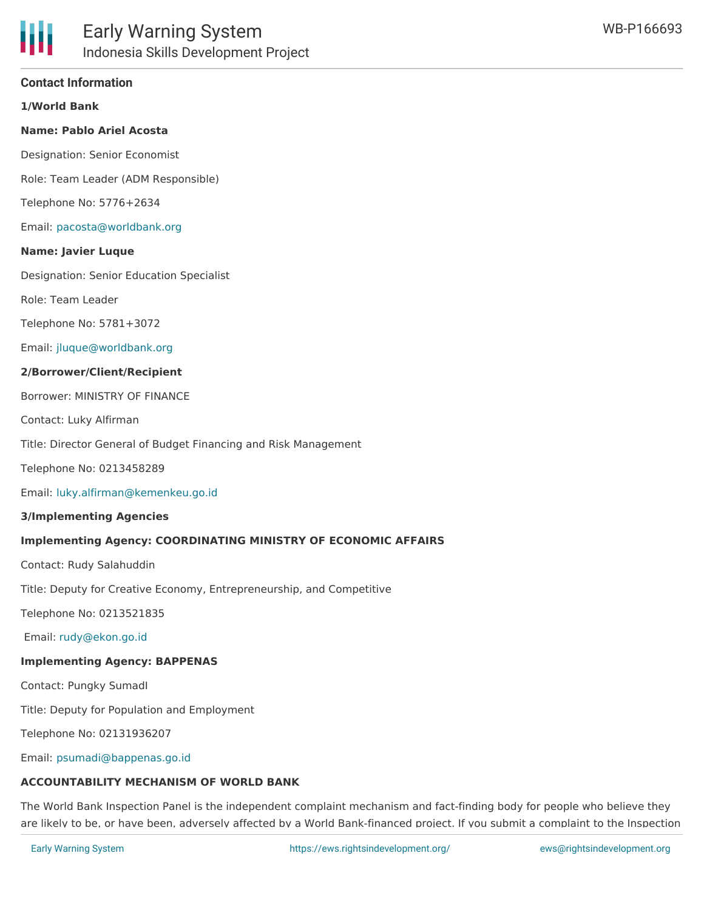## Contact Information

**1/World Bank**

**Name: Pablo Ariel Acosta**

Designation: Senior Economist

Role: Team Leader (ADM Responsible)

Telephone No: 5776+2634

Email: pacosta@worldbank.org

**Name: Javier Luque**

Designation: Senior Education Specialist

Role: Team Leader

Telephone No: 5781+3072

Email: jluque@worldbank.org

**2/Borrower/Client/Recipient**

Borrower: MINISTRY OF FINANCE

Contact: Luky Alfirman

Title: Director General of Budget Financing and Risk Management

Telephone No: 0213458289

Email: luky.alfirman@kemenkeu.go.id

**3/Implementing Agencies**

**Implementing Agency: COORDINATING MINISTRY OF ECONOMIC AFFAIRS**

Contact: Rudy Salahuddin

Title: Deputy for Creative Economy, Entrepreneurship, and Competitive

Telephone No: 0213521835

Email: rudy@ekon.go.id

**Implementing Agency: BAPPENAS**

Contact: Pungky SumadI

Title: Deputy for Population and Employment

Telephone No: 02131936207

Email: psumadi@bappenas.go.id

**ACCOUNTABILITY MECHANISM OF WORLD BANK**

The World Bank Inspection Panel is the independent complaint mechanism and fact-finding body for people who believe they are likely to be, or have been, adversely affected by a World Bank-financed project. If you submit a complaint to the Inspection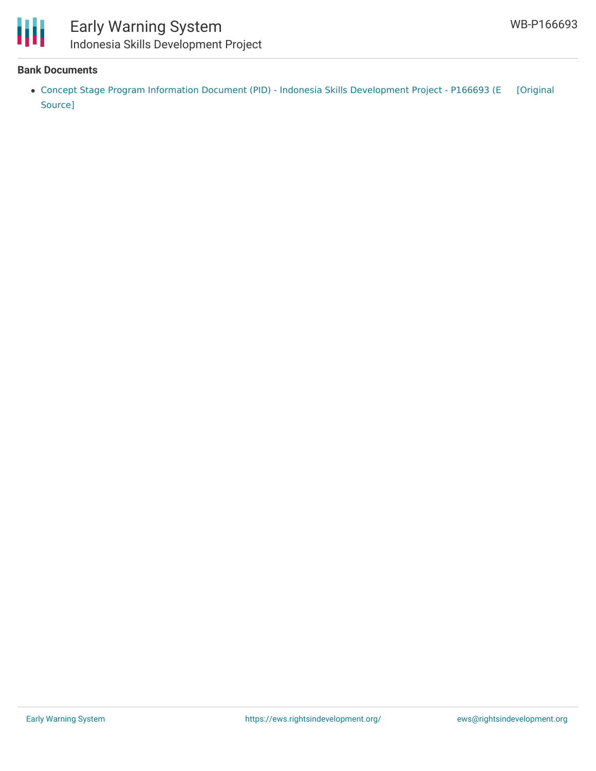**Bank Documents**

- Concept Stage Program Information Document (PID) - Indonesia Skills Development Project - P166693 (E [Original Source]